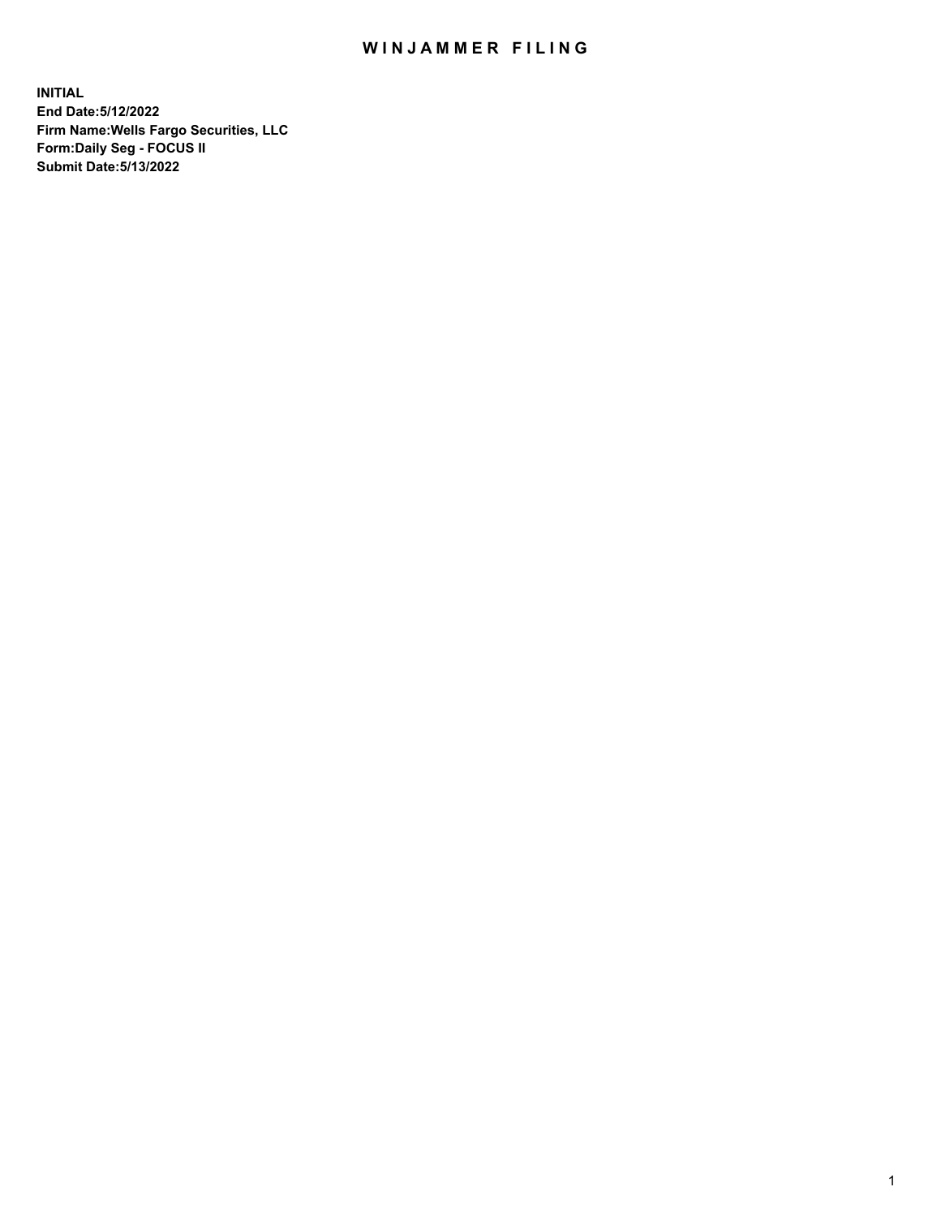# WINJAMMER FILING

**INITIAL**
**End Date:5/12/2022**
**Firm Name:Wells Fargo Securities, LLC**
**Form:Daily Seg - FOCUS II**
**Submit Date:5/13/2022**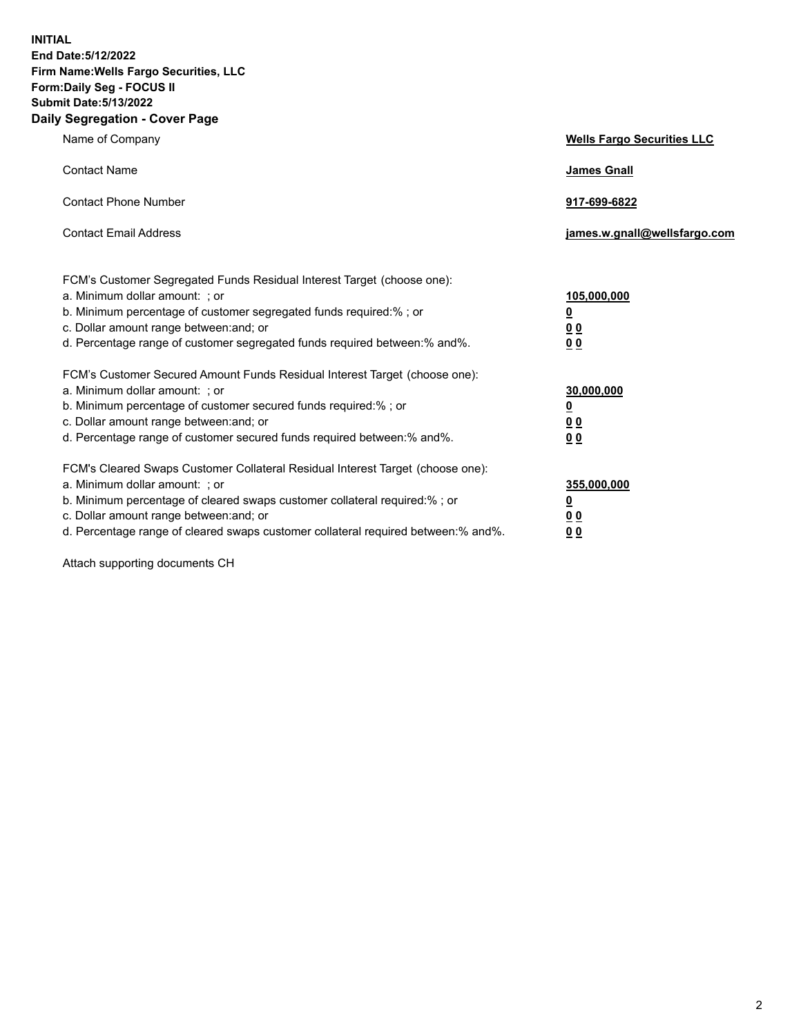**INITIAL**
**End Date:5/12/2022**
**Firm Name:Wells Fargo Securities, LLC**
**Form:Daily Seg - FOCUS II**
**Submit Date:5/13/2022**

## Daily Segregation - Cover Page

| | |
|---|---|
| Name of Company | **Wells Fargo Securities LLC** |
| Contact Name | **James Gnall** |
| Contact Phone Number | **917-699-6822** |
| Contact Email Address | **james.w.gnall@wellsfargo.com** |

| | |
|---|---|
| FCM's Customer Segregated Funds Residual Interest Target (choose one): | |
| a. Minimum dollar amount: ; or | **105,000,000** |
| b. Minimum percentage of customer segregated funds required:% ; or | **0** |
| c. Dollar amount range between:and; or | **0 0** |
| d. Percentage range of customer segregated funds required between:% and%. | **0 0** |
| FCM's Customer Secured Amount Funds Residual Interest Target (choose one): | |
| a. Minimum dollar amount: ; or | **30,000,000** |
| b. Minimum percentage of customer secured funds required:% ; or | **0** |
| c. Dollar amount range between:and; or | **0 0** |
| d. Percentage range of customer secured funds required between:% and%. | **0 0** |
| FCM's Cleared Swaps Customer Collateral Residual Interest Target (choose one): | |
| a. Minimum dollar amount: ; or | **355,000,000** |
| b. Minimum percentage of cleared swaps customer collateral required:% ; or | **0** |
| c. Dollar amount range between:and; or | **0 0** |
| d. Percentage range of cleared swaps customer collateral required between:% and%. | **0 0** |

Attach supporting documents CH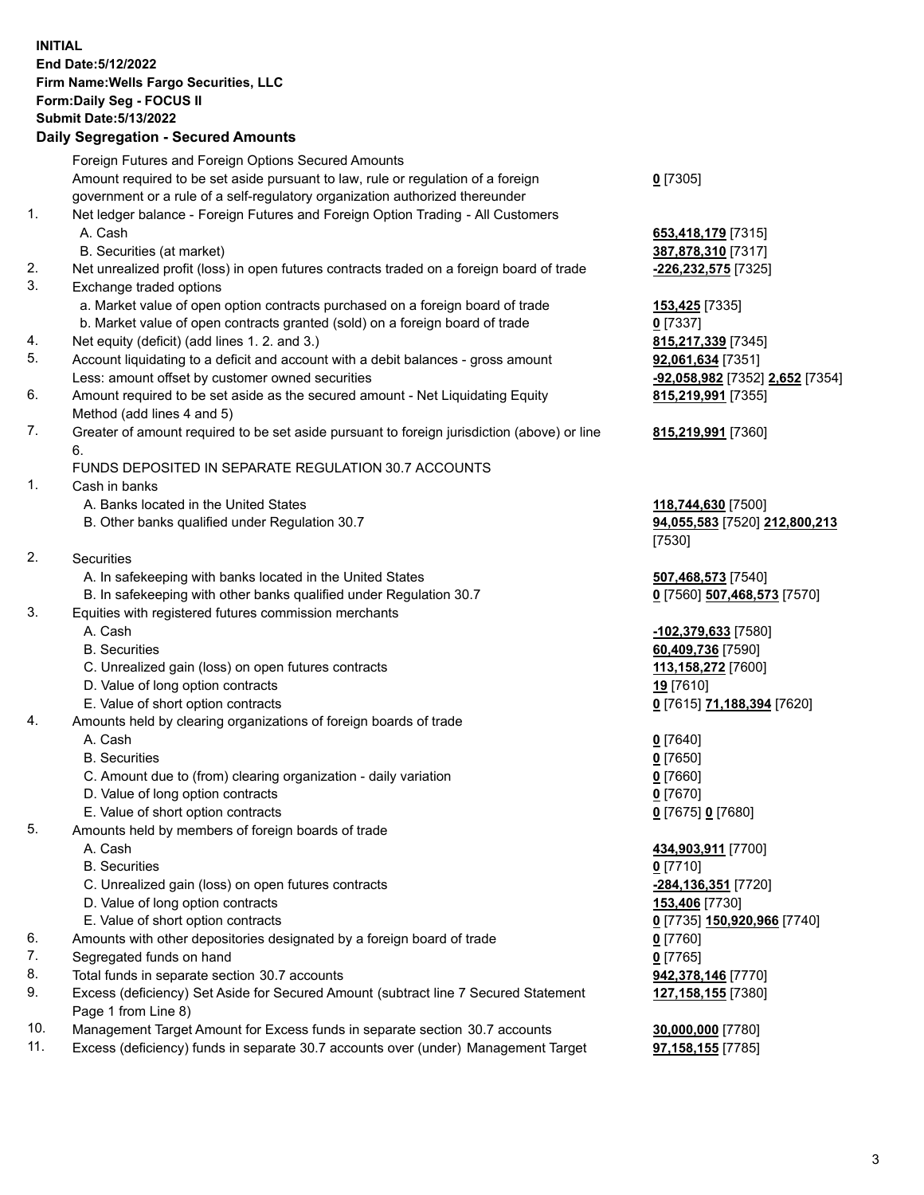**INITIAL**
**End Date:5/12/2022**
**Firm Name:Wells Fargo Securities, LLC**
**Form:Daily Seg - FOCUS II**
**Submit Date:5/13/2022**

### Daily Segregation - Secured Amounts

| | | |
|---|---|---|
| | Foreign Futures and Foreign Options Secured Amounts | |
| | Amount required to be set aside pursuant to law, rule or regulation of a foreign government or a rule of a self-regulatory organization authorized thereunder | **0** [7305] |
| 1. | Net ledger balance - Foreign Futures and Foreign Option Trading - All Customers | |
| | A. Cash | **653,418,179** [7315] |
| | B. Securities (at market) | **387,878,310** [7317] |
| 2. | Net unrealized profit (loss) in open futures contracts traded on a foreign board of trade | **-226,232,575** [7325] |
| 3. | Exchange traded options | |
| | a. Market value of open option contracts purchased on a foreign board of trade | **153,425** [7335] |
| | b. Market value of open contracts granted (sold) on a foreign board of trade | **0** [7337] |
| 4. | Net equity (deficit) (add lines 1. 2. and 3.) | **815,217,339** [7345] |
| 5. | Account liquidating to a deficit and account with a debit balances - gross amount | **92,061,634** [7351] |
| | Less: amount offset by customer owned securities | **-92,058,982** [7352] **2,652** [7354] |
| 6. | Amount required to be set aside as the secured amount - Net Liquidating Equity Method (add lines 4 and 5) | **815,219,991** [7355] |
| 7. | Greater of amount required to be set aside pursuant to foreign jurisdiction (above) or line 6. | **815,219,991** [7360] |
| | FUNDS DEPOSITED IN SEPARATE REGULATION 30.7 ACCOUNTS | |
| 1. | Cash in banks | |
| | A. Banks located in the United States | **118,744,630** [7500] |
| | B. Other banks qualified under Regulation 30.7 | **94,055,583** [7520] **212,800,213** [7530] |
| 2. | Securities | |
| | A. In safekeeping with banks located in the United States | **507,468,573** [7540] |
| | B. In safekeeping with other banks qualified under Regulation 30.7 | **0** [7560] **507,468,573** [7570] |
| 3. | Equities with registered futures commission merchants | |
| | A. Cash | **-102,379,633** [7580] |
| | B. Securities | **60,409,736** [7590] |
| | C. Unrealized gain (loss) on open futures contracts | **113,158,272** [7600] |
| | D. Value of long option contracts | **19** [7610] |
| | E. Value of short option contracts | **0** [7615] **71,188,394** [7620] |
| 4. | Amounts held by clearing organizations of foreign boards of trade | |
| | A. Cash | **0** [7640] |
| | B. Securities | **0** [7650] |
| | C. Amount due to (from) clearing organization - daily variation | **0** [7660] |
| | D. Value of long option contracts | **0** [7670] |
| | E. Value of short option contracts | **0** [7675] **0** [7680] |
| 5. | Amounts held by members of foreign boards of trade | |
| | A. Cash | **434,903,911** [7700] |
| | B. Securities | **0** [7710] |
| | C. Unrealized gain (loss) on open futures contracts | **-284,136,351** [7720] |
| | D. Value of long option contracts | **153,406** [7730] |
| | E. Value of short option contracts | **0** [7735] **150,920,966** [7740] |
| 6. | Amounts with other depositories designated by a foreign board of trade | **0** [7760] |
| 7. | Segregated funds on hand | **0** [7765] |
| 8. | Total funds in separate section 30.7 accounts | **942,378,146** [7770] |
| 9. | Excess (deficiency) Set Aside for Secured Amount (subtract line 7 Secured Statement Page 1 from Line 8) | **127,158,155** [7380] |
| 10. | Management Target Amount for Excess funds in separate section 30.7 accounts | **30,000,000** [7780] |
| 11. | Excess (deficiency) funds in separate 30.7 accounts over (under) Management Target | **97,158,155** [7785] |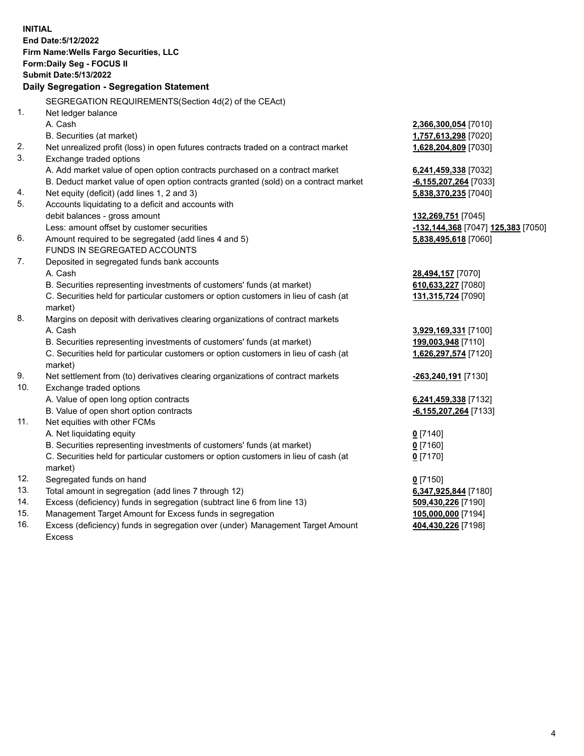**INITIAL**
**End Date:5/12/2022**
**Firm Name:Wells Fargo Securities, LLC**
**Form:Daily Seg - FOCUS II**
**Submit Date:5/13/2022**

## Daily Segregation - Segregation Statement

| | | |
|---|---|---|
| | SEGREGATION REQUIREMENTS(Section 4d(2) of the CEAct) | |
| 1. | Net ledger balance | |
| | A. Cash | **2,366,300,054** [7010] |
| | B. Securities (at market) | **1,757,613,298** [7020] |
| 2. | Net unrealized profit (loss) in open futures contracts traded on a contract market | **1,628,204,809** [7030] |
| 3. | Exchange traded options | |
| | A. Add market value of open option contracts purchased on a contract market | **6,241,459,338** [7032] |
| | B. Deduct market value of open option contracts granted (sold) on a contract market | **-6,155,207,264** [7033] |
| 4. | Net equity (deficit) (add lines 1, 2 and 3) | **5,838,370,235** [7040] |
| 5. | Accounts liquidating to a deficit and accounts with debit balances - gross amount | **132,269,751** [7045] |
| | Less: amount offset by customer securities | **-132,144,368** [7047] **125,383** [7050] |
| 6. | Amount required to be segregated (add lines 4 and 5) | **5,838,495,618** [7060] |
| | FUNDS IN SEGREGATED ACCOUNTS | |
| 7. | Deposited in segregated funds bank accounts | |
| | A. Cash | **28,494,157** [7070] |
| | B. Securities representing investments of customers' funds (at market) | **610,633,227** [7080] |
| | C. Securities held for particular customers or option customers in lieu of cash (at market) | **131,315,724** [7090] |
| 8. | Margins on deposit with derivatives clearing organizations of contract markets | |
| | A. Cash | **3,929,169,331** [7100] |
| | B. Securities representing investments of customers' funds (at market) | **199,003,948** [7110] |
| | C. Securities held for particular customers or option customers in lieu of cash (at market) | **1,626,297,574** [7120] |
| 9. | Net settlement from (to) derivatives clearing organizations of contract markets | **-263,240,191** [7130] |
| 10. | Exchange traded options | |
| | A. Value of open long option contracts | **6,241,459,338** [7132] |
| | B. Value of open short option contracts | **-6,155,207,264** [7133] |
| 11. | Net equities with other FCMs | |
| | A. Net liquidating equity | **0** [7140] |
| | B. Securities representing investments of customers' funds (at market) | **0** [7160] |
| | C. Securities held for particular customers or option customers in lieu of cash (at market) | **0** [7170] |
| 12. | Segregated funds on hand | **0** [7150] |
| 13. | Total amount in segregation (add lines 7 through 12) | **6,347,925,844** [7180] |
| 14. | Excess (deficiency) funds in segregation (subtract line 6 from line 13) | **509,430,226** [7190] |
| 15. | Management Target Amount for Excess funds in segregation | **105,000,000** [7194] |
| 16. | Excess (deficiency) funds in segregation over (under) Management Target Amount Excess | **404,430,226** [7198] |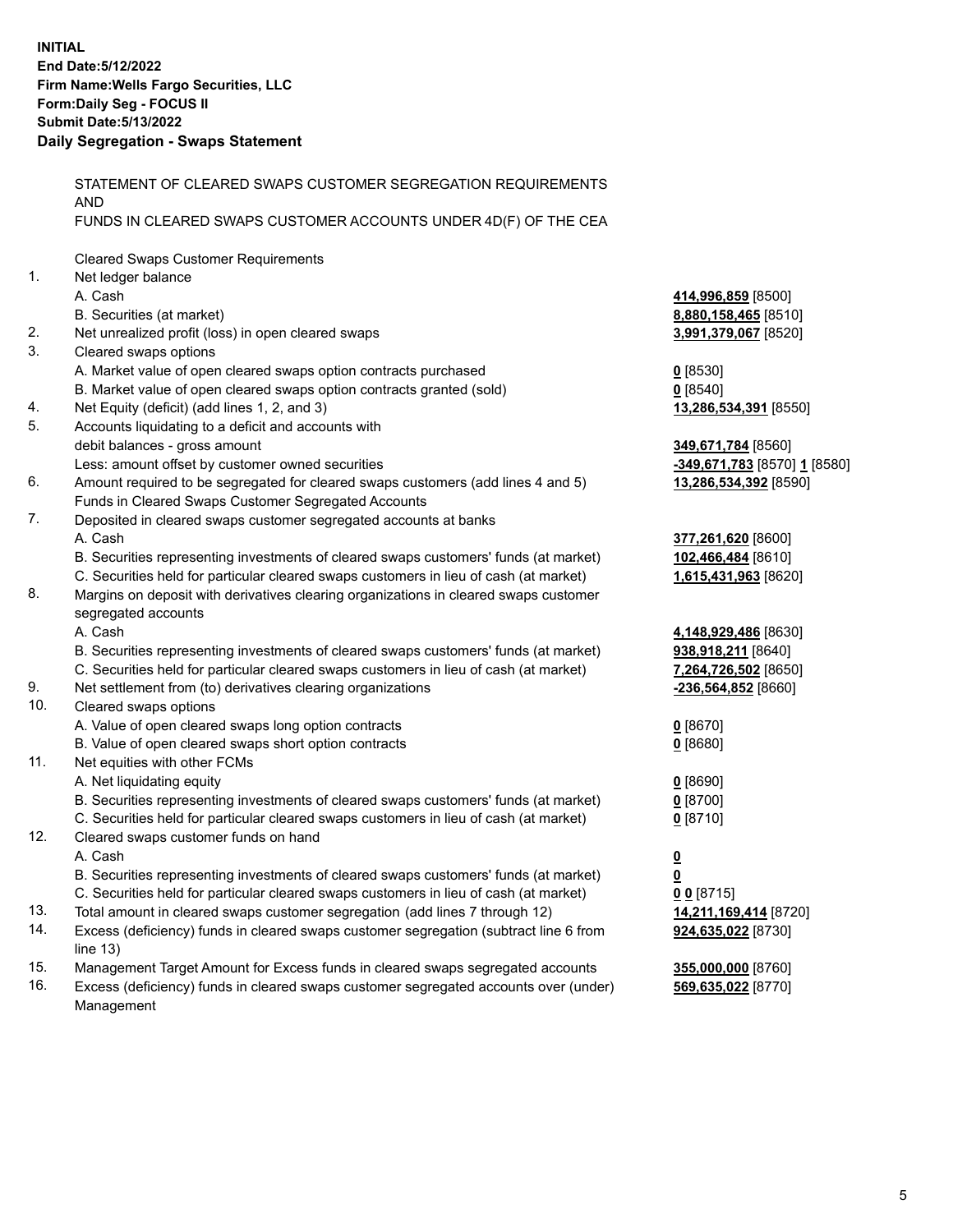**INITIAL**
**End Date:5/12/2022**
**Firm Name:Wells Fargo Securities, LLC**
**Form:Daily Seg - FOCUS II**
**Submit Date:5/13/2022**
**Daily Segregation - Swaps Statement**

STATEMENT OF CLEARED SWAPS CUSTOMER SEGREGATION REQUIREMENTS AND FUNDS IN CLEARED SWAPS CUSTOMER ACCOUNTS UNDER 4D(F) OF THE CEA

| | | |
|---|---|---|
| | Cleared Swaps Customer Requirements | |
| 1. | Net ledger balance | |
| | A. Cash | **414,996,859** [8500] |
| | B. Securities (at market) | **8,880,158,465** [8510] |
| 2. | Net unrealized profit (loss) in open cleared swaps | **3,991,379,067** [8520] |
| 3. | Cleared swaps options | |
| | A. Market value of open cleared swaps option contracts purchased | **0** [8530] |
| | B. Market value of open cleared swaps option contracts granted (sold) | **0** [8540] |
| 4. | Net Equity (deficit) (add lines 1, 2, and 3) | **13,286,534,391** [8550] |
| 5. | Accounts liquidating to a deficit and accounts with debit balances - gross amount | **349,671,784** [8560] |
| | Less: amount offset by customer owned securities | **-349,671,783** [8570] **1** [8580] |
| 6. | Amount required to be segregated for cleared swaps customers (add lines 4 and 5) | **13,286,534,392** [8590] |
| | Funds in Cleared Swaps Customer Segregated Accounts | |
| 7. | Deposited in cleared swaps customer segregated accounts at banks | |
| | A. Cash | **377,261,620** [8600] |
| | B. Securities representing investments of cleared swaps customers' funds (at market) | **102,466,484** [8610] |
| | C. Securities held for particular cleared swaps customers in lieu of cash (at market) | **1,615,431,963** [8620] |
| 8. | Margins on deposit with derivatives clearing organizations in cleared swaps customer segregated accounts | |
| | A. Cash | **4,148,929,486** [8630] |
| | B. Securities representing investments of cleared swaps customers' funds (at market) | **938,918,211** [8640] |
| | C. Securities held for particular cleared swaps customers in lieu of cash (at market) | **7,264,726,502** [8650] |
| 9. | Net settlement from (to) derivatives clearing organizations | **-236,564,852** [8660] |
| 10. | Cleared swaps options | |
| | A. Value of open cleared swaps long option contracts | **0** [8670] |
| | B. Value of open cleared swaps short option contracts | **0** [8680] |
| 11. | Net equities with other FCMs | |
| | A. Net liquidating equity | **0** [8690] |
| | B. Securities representing investments of cleared swaps customers' funds (at market) | **0** [8700] |
| | C. Securities held for particular cleared swaps customers in lieu of cash (at market) | **0** [8710] |
| 12. | Cleared swaps customer funds on hand | |
| | A. Cash | **0** |
| | B. Securities representing investments of cleared swaps customers' funds (at market) | **0** |
| | C. Securities held for particular cleared swaps customers in lieu of cash (at market) | **0** **0** [8715] |
| 13. | Total amount in cleared swaps customer segregation (add lines 7 through 12) | **14,211,169,414** [8720] |
| 14. | Excess (deficiency) funds in cleared swaps customer segregation (subtract line 6 from line 13) | **924,635,022** [8730] |
| 15. | Management Target Amount for Excess funds in cleared swaps segregated accounts | **355,000,000** [8760] |
| 16. | Excess (deficiency) funds in cleared swaps customer segregated accounts over (under) Management | **569,635,022** [8770] |